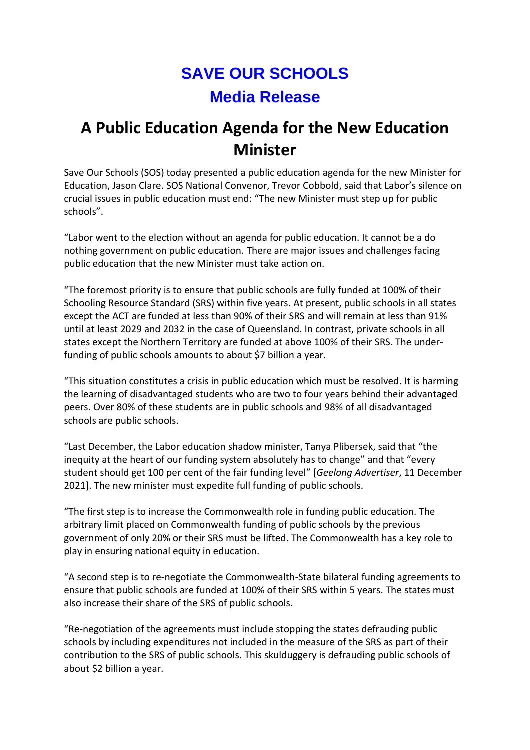# SAVE OUR SCHOOLS

## Media Release

# A Public Education Agenda for the New Education Minister

Save Our Schools (SOS) today presented a public education agenda for the new Minister for Education, Jason Clare. SOS National Convenor, Trevor Cobbold, said that Labor's silence on crucial issues in public education must end: "The new Minister must step up for public schools".

"Labor went to the election without an agenda for public education. It cannot be a do nothing government on public education. There are major issues and challenges facing public education that the new Minister must take action on.

"The foremost priority is to ensure that public schools are fully funded at 100% of their Schooling Resource Standard (SRS) within five years. At present, public schools in all states except the ACT are funded at less than 90% of their SRS and will remain at less than 91% until at least 2029 and 2032 in the case of Queensland. In contrast, private schools in all states except the Northern Territory are funded at above 100% of their SRS. The under-funding of public schools amounts to about $7 billion a year.

"This situation constitutes a crisis in public education which must be resolved. It is harming the learning of disadvantaged students who are two to four years behind their advantaged peers. Over 80% of these students are in public schools and 98% of all disadvantaged schools are public schools.

"Last December, the Labor education shadow minister, Tanya Plibersek, said that "the inequity at the heart of our funding system absolutely has to change" and that "every student should get 100 per cent of the fair funding level" [*Geelong Advertiser*, 11 December 2021]. The new minister must expedite full funding of public schools.

"The first step is to increase the Commonwealth role in funding public education. The arbitrary limit placed on Commonwealth funding of public schools by the previous government of only 20% or their SRS must be lifted. The Commonwealth has a key role to play in ensuring national equity in education.

"A second step is to re-negotiate the Commonwealth-State bilateral funding agreements to ensure that public schools are funded at 100% of their SRS within 5 years. The states must also increase their share of the SRS of public schools.

"Re-negotiation of the agreements must include stopping the states defrauding public schools by including expenditures not included in the measure of the SRS as part of their contribution to the SRS of public schools. This skulduggery is defrauding public schools of about $2 billion a year.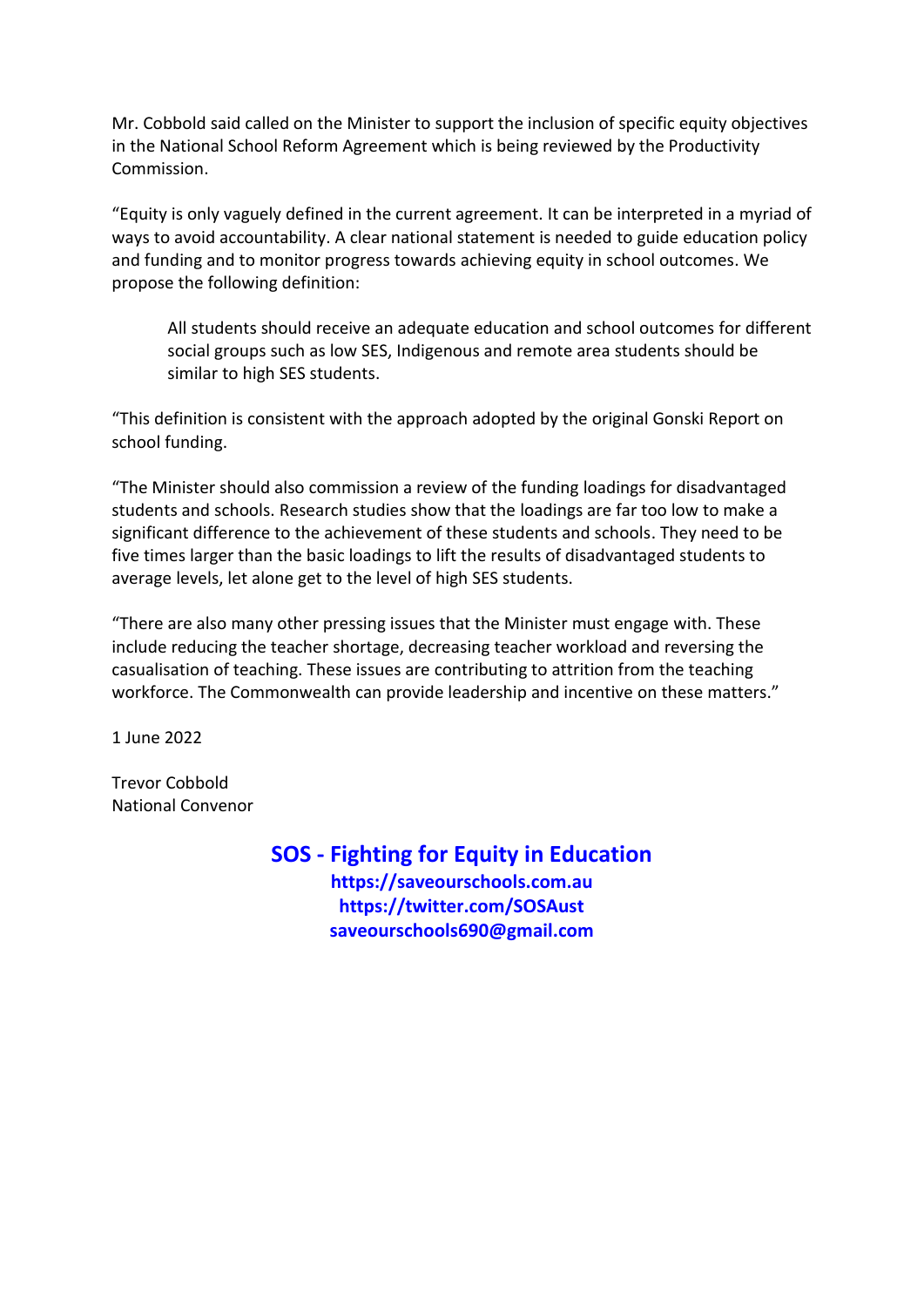Mr. Cobbold said called on the Minister to support the inclusion of specific equity objectives in the National School Reform Agreement which is being reviewed by the Productivity Commission.

"Equity is only vaguely defined in the current agreement. It can be interpreted in a myriad of ways to avoid accountability. A clear national statement is needed to guide education policy and funding and to monitor progress towards achieving equity in school outcomes. We propose the following definition:

> All students should receive an adequate education and school outcomes for different social groups such as low SES, Indigenous and remote area students should be similar to high SES students.

"This definition is consistent with the approach adopted by the original Gonski Report on school funding.

"The Minister should also commission a review of the funding loadings for disadvantaged students and schools. Research studies show that the loadings are far too low to make a significant difference to the achievement of these students and schools. They need to be five times larger than the basic loadings to lift the results of disadvantaged students to average levels, let alone get to the level of high SES students.

"There are also many other pressing issues that the Minister must engage with. These include reducing the teacher shortage, decreasing teacher workload and reversing the casualisation of teaching. These issues are contributing to attrition from the teaching workforce. The Commonwealth can provide leadership and incentive on these matters."

1 June 2022

Trevor Cobbold
National Convenor

**SOS - Fighting for Equity in Education**
**https://saveourschools.com.au**
**https://twitter.com/SOSAust**
**saveourschools690@gmail.com**